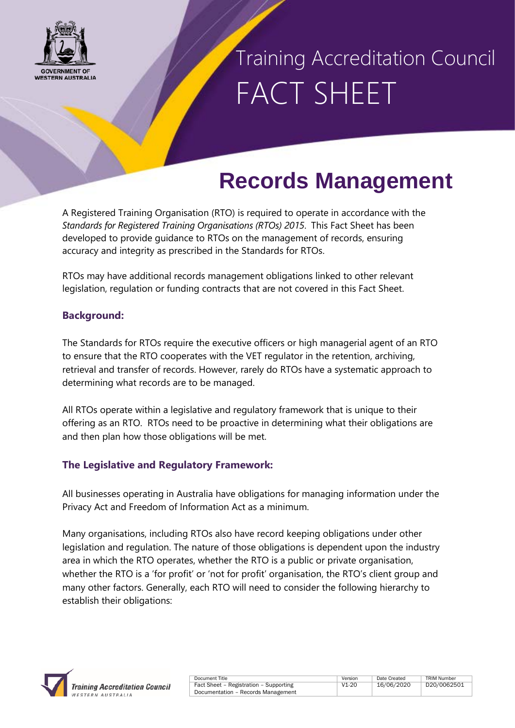# Training Accreditation Council FACT SHEET

## Records Management

A Registered Training Organisation (RTO) is required to operate in accordance with the *Standards for Registered Training Organisations (RTOs) 2015*. This Fact Sheet has been developed to provide guidance to RTOs on the management of records, ensuring accuracy and integrity as prescribed in the Standards for RTOs.

RTOs may have additional records management obligations linked to other relevant legislation, regulation or funding contracts that are not covered in this Fact Sheet.

### Background:

The Standards for RTOs require the executive officers or high managerial agent of an RTO to ensure that the RTO cooperates with the VET regulator in the retention, archiving, retrieval and transfer of records. However, rarely do RTOs have a systematic approach to determining what records are to be managed.

All RTOs operate within a legislative and regulatory framework that is unique to their offering as an RTO. RTOs need to be proactive in determining what their obligations are and then plan how those obligations will be met.

### The Legislative and Regulatory Framework:

All businesses operating in Australia have obligations for managing information under the Privacy Act and Freedom of Information Act as a minimum.

Many organisations, including RTOs also have record keeping obligations under other legislation and regulation. The nature of those obligations is dependent upon the industry area in which the RTO operates, whether the RTO is a public or private organisation, whether the RTO is a 'for profit' or 'not for profit' organisation, the RTO's client group and many other factors. Generally, each RTO will need to consider the following hierarchy to establish their obligations: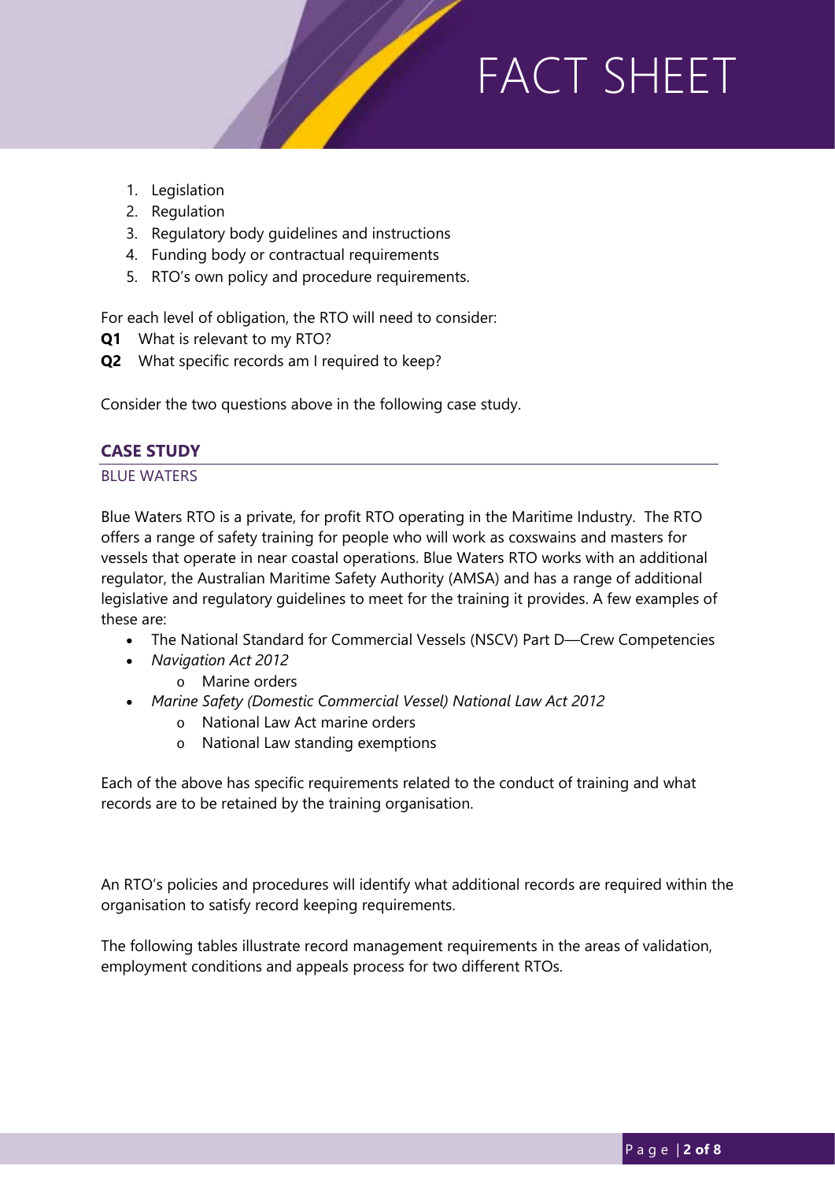1. Legislation
2. Regulation
3. Regulatory body guidelines and instructions
4. Funding body or contractual requirements
5. RTO's own policy and procedure requirements.

For each level of obligation, the RTO will need to consider:

**Q1** What is relevant to my RTO?

**Q2** What specific records am I required to keep?

Consider the two questions above in the following case study.

## CASE STUDY

### BLUE WATERS

Blue Waters RTO is a private, for profit RTO operating in the Maritime Industry. The RTO offers a range of safety training for people who will work as coxswains and masters for vessels that operate in near coastal operations. Blue Waters RTO works with an additional regulator, the Australian Maritime Safety Authority (AMSA) and has a range of additional legislative and regulatory guidelines to meet for the training it provides. A few examples of these are:

- The National Standard for Commercial Vessels (NSCV) Part D—Crew Competencies
- *Navigation Act 2012*
  - Marine orders
- *Marine Safety (Domestic Commercial Vessel) National Law Act 2012*
  - National Law Act marine orders
  - National Law standing exemptions

Each of the above has specific requirements related to the conduct of training and what records are to be retained by the training organisation.

An RTO's policies and procedures will identify what additional records are required within the organisation to satisfy record keeping requirements.

The following tables illustrate record management requirements in the areas of validation, employment conditions and appeals process for two different RTOs.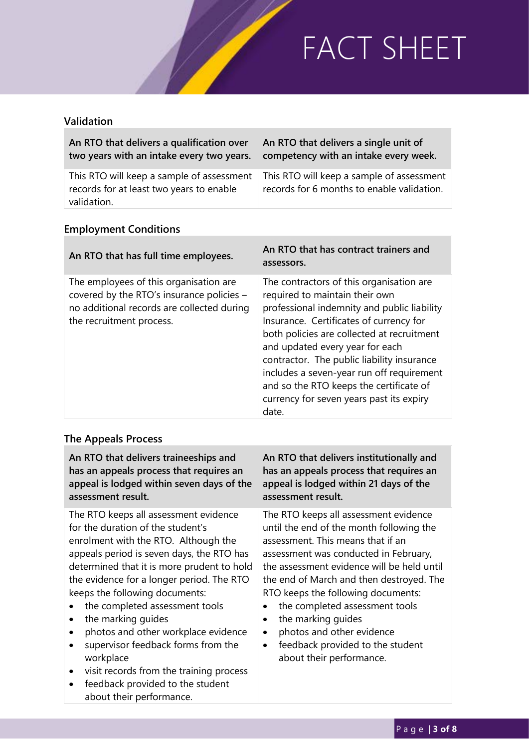## Validation

| An RTO that delivers a qualification over two years with an intake every two years. | An RTO that delivers a single unit of competency with an intake every week. |
| --- | --- |
| This RTO will keep a sample of assessment records for at least two years to enable validation. | This RTO will keep a sample of assessment records for 6 months to enable validation. |

## Employment Conditions

| An RTO that has full time employees. | An RTO that has contract trainers and assessors. |
| --- | --- |
| The employees of this organisation are covered by the RTO's insurance policies – no additional records are collected during the recruitment process. | The contractors of this organisation are required to maintain their own professional indemnity and public liability Insurance. Certificates of currency for both policies are collected at recruitment and updated every year for each contractor. The public liability insurance includes a seven-year run off requirement and so the RTO keeps the certificate of currency for seven years past its expiry date. |

## The Appeals Process

| An RTO that delivers traineeships and has an appeals process that requires an appeal is lodged within seven days of the assessment result. | An RTO that delivers institutionally and has an appeals process that requires an appeal is lodged within 21 days of the assessment result. |
| --- | --- |
| The RTO keeps all assessment evidence for the duration of the student's enrolment with the RTO. Although the appeals period is seven days, the RTO has determined that it is more prudent to hold the evidence for a longer period. The RTO keeps the following documents:<br>• the completed assessment tools<br>• the marking guides<br>• photos and other workplace evidence<br>• supervisor feedback forms from the workplace<br>• visit records from the training process<br>• feedback provided to the student about their performance. | The RTO keeps all assessment evidence until the end of the month following the assessment. This means that if an assessment was conducted in February, the assessment evidence will be held until the end of March and then destroyed. The RTO keeps the following documents:<br>• the completed assessment tools<br>• the marking guides<br>• photos and other evidence<br>• feedback provided to the student about their performance. |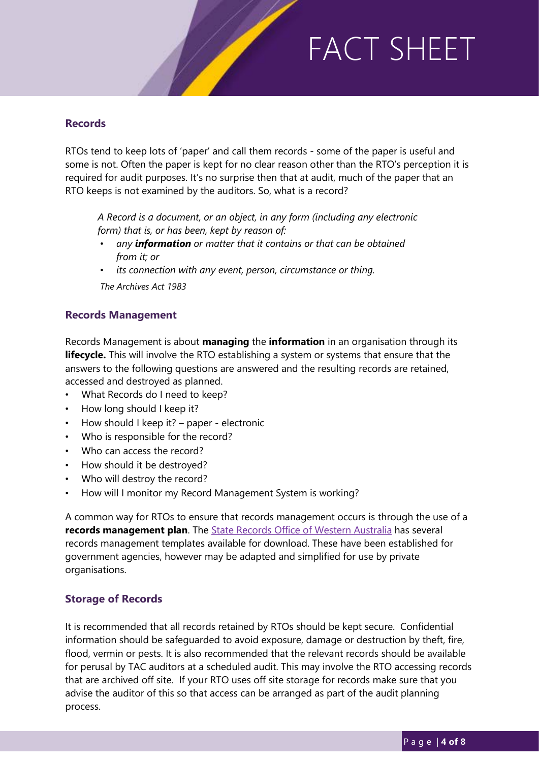# FACT SHEET

## Records

RTOs tend to keep lots of 'paper' and call them records - some of the paper is useful and some is not. Often the paper is kept for no clear reason other than the RTO's perception it is required for audit purposes. It's no surprise then that at audit, much of the paper that an RTO keeps is not examined by the auditors. So, what is a record?

> *A Record is a document, or an object, in any form (including any electronic form) that is, or has been, kept by reason of:*
> - *any **information** or matter that it contains or that can be obtained from it; or*
> - *its connection with any event, person, circumstance or thing.*
>
> *The Archives Act 1983*

## Records Management

Records Management is about **managing** the **information** in an organisation through its **lifecycle.** This will involve the RTO establishing a system or systems that ensure that the answers to the following questions are answered and the resulting records are retained, accessed and destroyed as planned.

- What Records do I need to keep?
- How long should I keep it?
- How should I keep it? – paper - electronic
- Who is responsible for the record?
- Who can access the record?
- How should it be destroyed?
- Who will destroy the record?
- How will I monitor my Record Management System is working?

A common way for RTOs to ensure that records management occurs is through the use of a **records management plan**. The State Records Office of Western Australia has several records management templates available for download. These have been established for government agencies, however may be adapted and simplified for use by private organisations.

## Storage of Records

It is recommended that all records retained by RTOs should be kept secure. Confidential information should be safeguarded to avoid exposure, damage or destruction by theft, fire, flood, vermin or pests. It is also recommended that the relevant records should be available for perusal by TAC auditors at a scheduled audit. This may involve the RTO accessing records that are archived off site. If your RTO uses off site storage for records make sure that you advise the auditor of this so that access can be arranged as part of the audit planning process.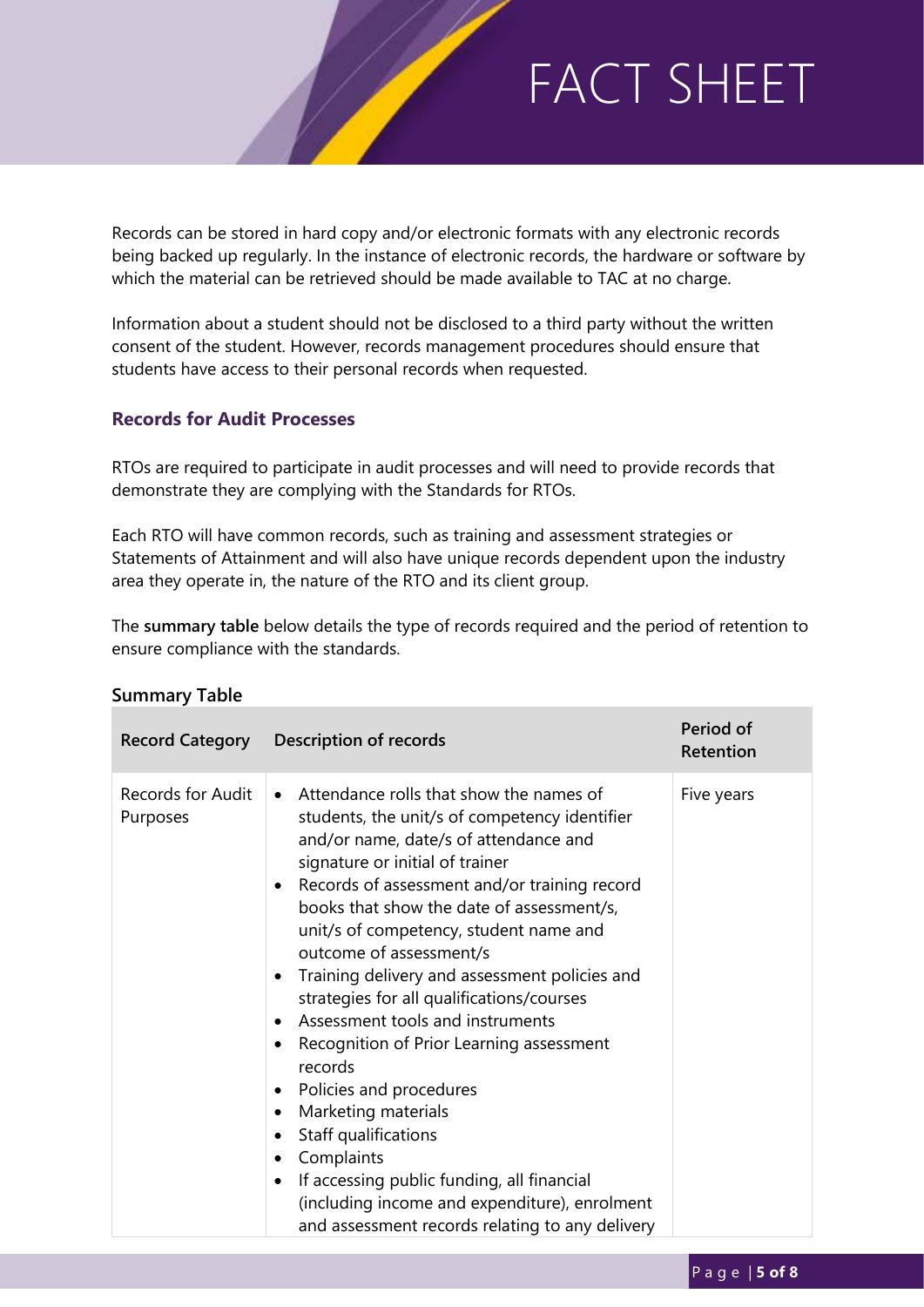Records can be stored in hard copy and/or electronic formats with any electronic records being backed up regularly. In the instance of electronic records, the hardware or software by which the material can be retrieved should be made available to TAC at no charge.

Information about a student should not be disclosed to a third party without the written consent of the student. However, records management procedures should ensure that students have access to their personal records when requested.

### Records for Audit Processes

RTOs are required to participate in audit processes and will need to provide records that demonstrate they are complying with the Standards for RTOs.

Each RTO will have common records, such as training and assessment strategies or Statements of Attainment and will also have unique records dependent upon the industry area they operate in, the nature of the RTO and its client group.

The **summary table** below details the type of records required and the period of retention to ensure compliance with the standards.

**Summary Table**

| Record Category | Description of records | Period of Retention |
|---|---|---|
| Records for Audit Purposes | • Attendance rolls that show the names of students, the unit/s of competency identifier and/or name, date/s of attendance and signature or initial of trainer<br>• Records of assessment and/or training record books that show the date of assessment/s, unit/s of competency, student name and outcome of assessment/s<br>• Training delivery and assessment policies and strategies for all qualifications/courses<br>• Assessment tools and instruments<br>• Recognition of Prior Learning assessment records<br>• Policies and procedures<br>• Marketing materials<br>• Staff qualifications<br>• Complaints<br>• If accessing public funding, all financial (including income and expenditure), enrolment and assessment records relating to any delivery | Five years |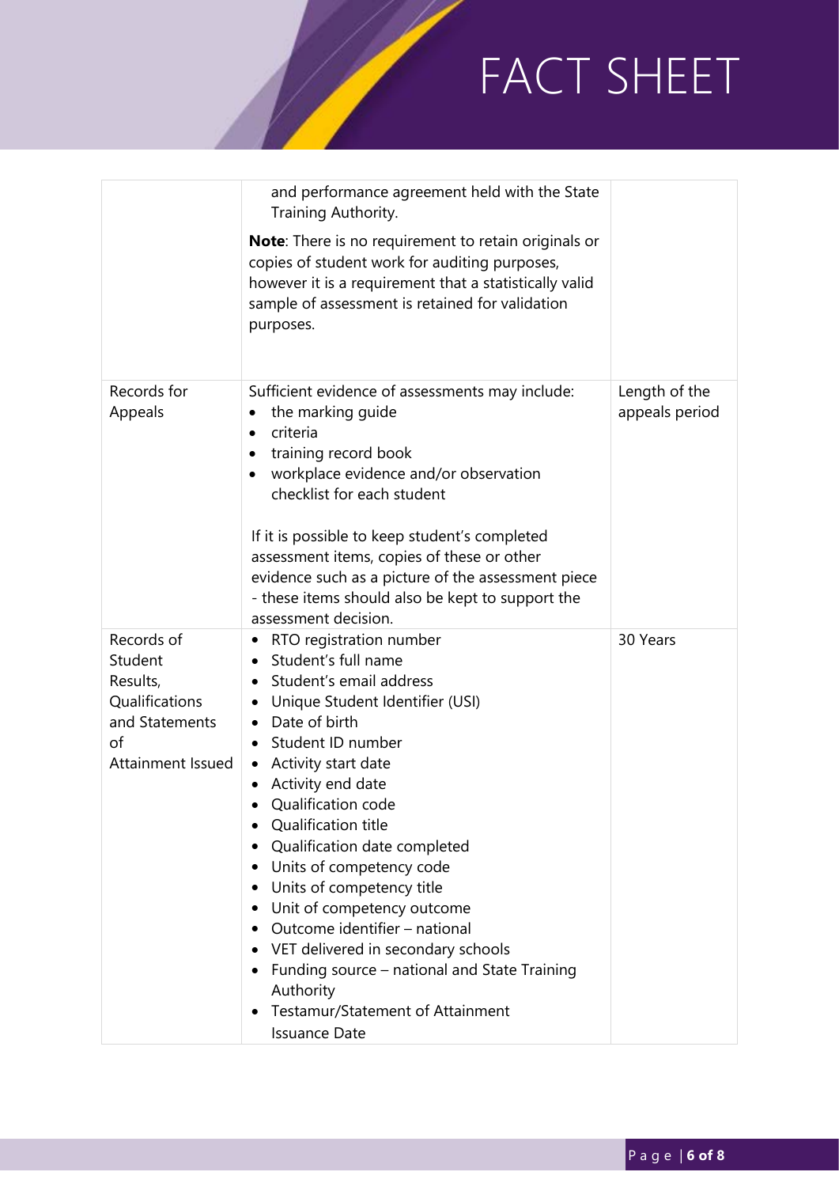| | | |
|---|---|---|
| | and performance agreement held with the State Training Authority.<br><br>**Note**: There is no requirement to retain originals or copies of student work for auditing purposes, however it is a requirement that a statistically valid sample of assessment is retained for validation purposes. | |
| Records for Appeals | Sufficient evidence of assessments may include:<br>• the marking guide<br>• criteria<br>• training record book<br>• workplace evidence and/or observation checklist for each student<br><br>If it is possible to keep student's completed assessment items, copies of these or other evidence such as a picture of the assessment piece - these items should also be kept to support the assessment decision. | Length of the appeals period |
| Records of Student Results, Qualifications and Statements of Attainment Issued | • RTO registration number<br>• Student's full name<br>• Student's email address<br>• Unique Student Identifier (USI)<br>• Date of birth<br>• Student ID number<br>• Activity start date<br>• Activity end date<br>• Qualification code<br>• Qualification title<br>• Qualification date completed<br>• Units of competency code<br>• Units of competency title<br>• Unit of competency outcome<br>• Outcome identifier – national<br>• VET delivered in secondary schools<br>• Funding source – national and State Training Authority<br>• Testamur/Statement of Attainment Issuance Date | 30 Years |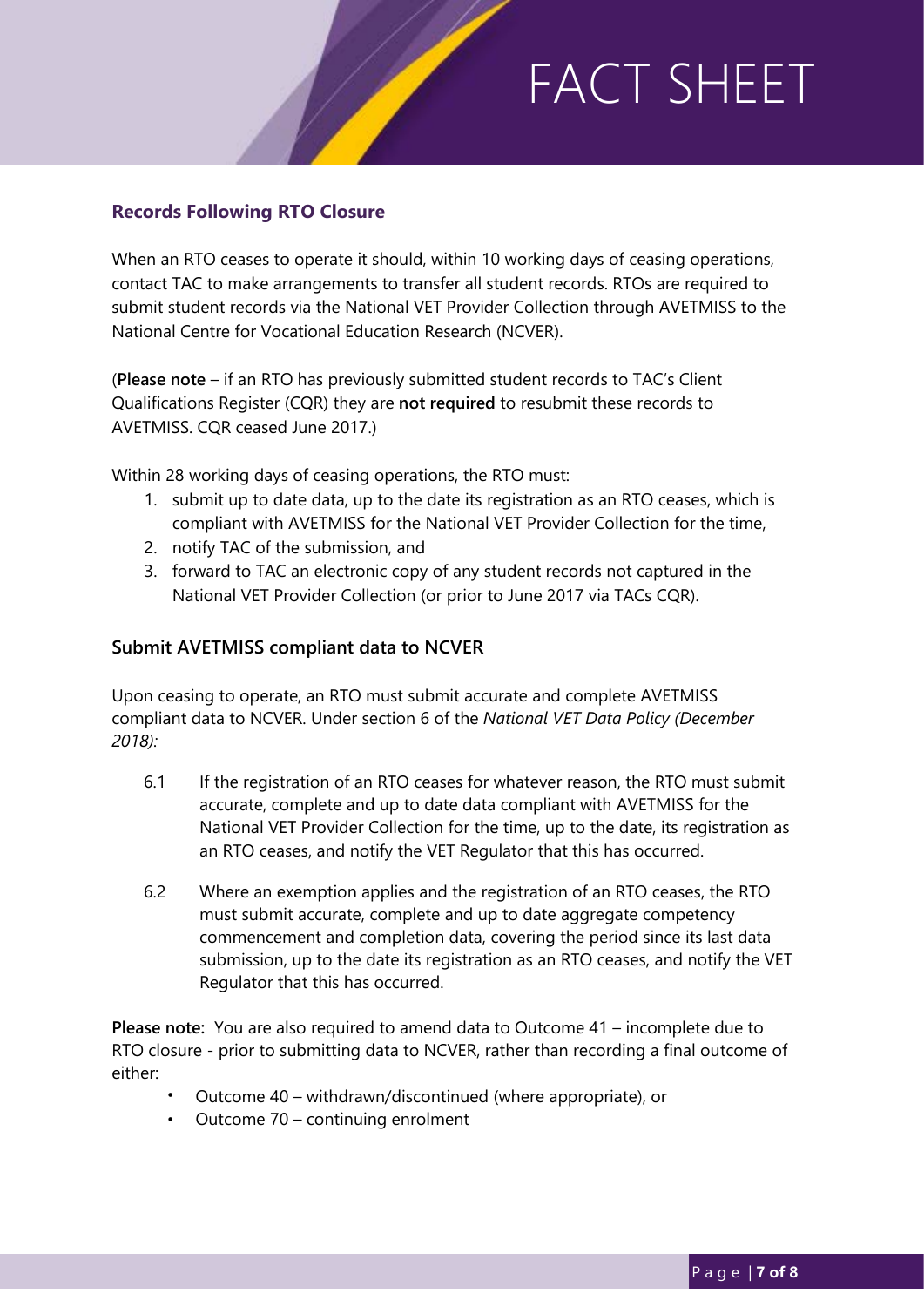### Records Following RTO Closure

When an RTO ceases to operate it should, within 10 working days of ceasing operations, contact TAC to make arrangements to transfer all student records. RTOs are required to submit student records via the National VET Provider Collection through AVETMISS to the National Centre for Vocational Education Research (NCVER).

(**Please note** – if an RTO has previously submitted student records to TAC's Client Qualifications Register (CQR) they are **not required** to resubmit these records to AVETMISS. CQR ceased June 2017.)

Within 28 working days of ceasing operations, the RTO must:

1. submit up to date data, up to the date its registration as an RTO ceases, which is compliant with AVETMISS for the National VET Provider Collection for the time,
2. notify TAC of the submission, and
3. forward to TAC an electronic copy of any student records not captured in the National VET Provider Collection (or prior to June 2017 via TACs CQR).

### Submit AVETMISS compliant data to NCVER

Upon ceasing to operate, an RTO must submit accurate and complete AVETMISS compliant data to NCVER. Under section 6 of the *National VET Data Policy (December 2018):*

6.1 If the registration of an RTO ceases for whatever reason, the RTO must submit accurate, complete and up to date data compliant with AVETMISS for the National VET Provider Collection for the time, up to the date, its registration as an RTO ceases, and notify the VET Regulator that this has occurred.

6.2 Where an exemption applies and the registration of an RTO ceases, the RTO must submit accurate, complete and up to date aggregate competency commencement and completion data, covering the period since its last data submission, up to the date its registration as an RTO ceases, and notify the VET Regulator that this has occurred.

**Please note:** You are also required to amend data to Outcome 41 – incomplete due to RTO closure - prior to submitting data to NCVER, rather than recording a final outcome of either:

- Outcome 40 – withdrawn/discontinued (where appropriate), or
- Outcome 70 – continuing enrolment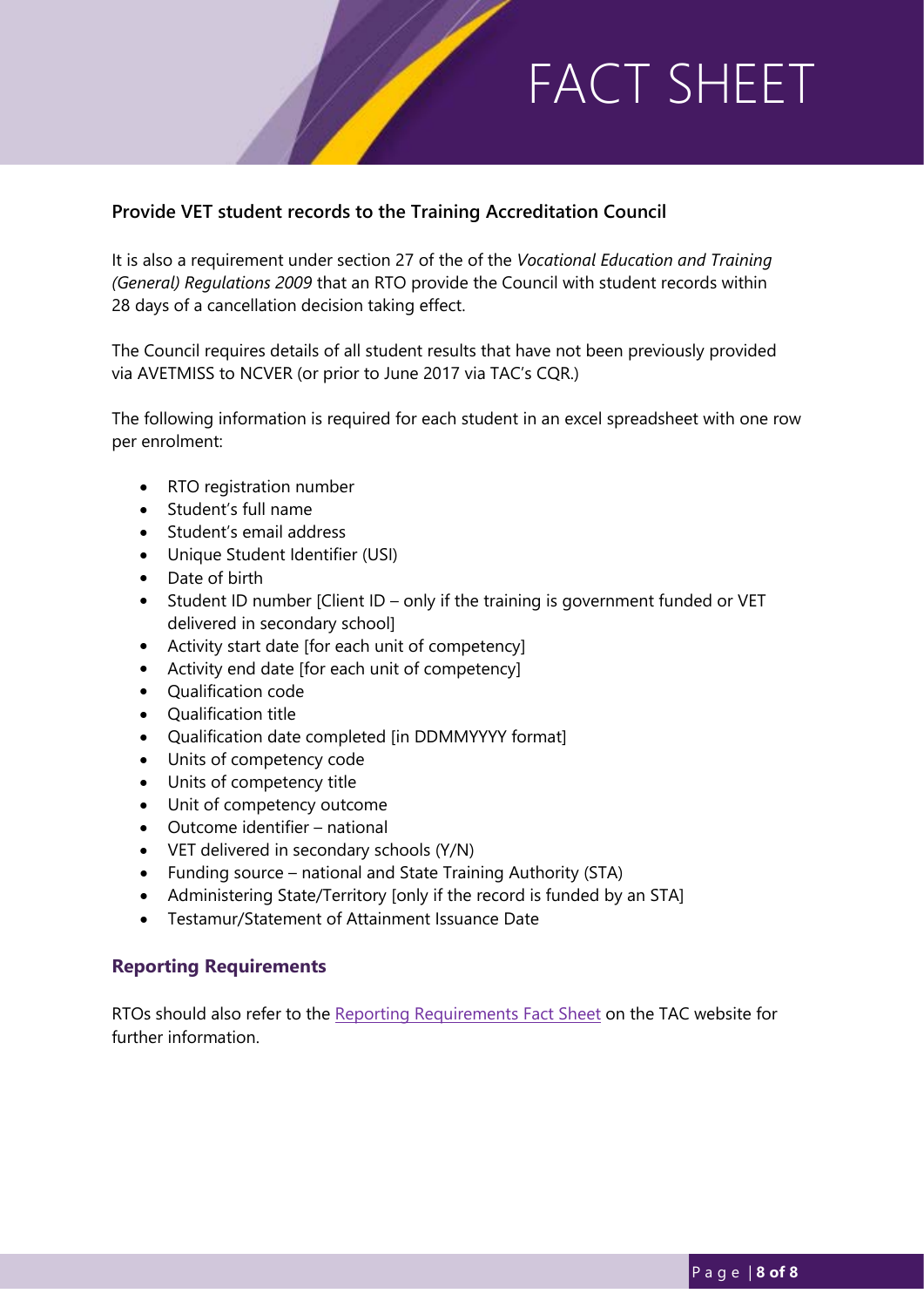## Provide VET student records to the Training Accreditation Council

It is also a requirement under section 27 of the of the *Vocational Education and Training (General) Regulations 2009* that an RTO provide the Council with student records within 28 days of a cancellation decision taking effect.

The Council requires details of all student results that have not been previously provided via AVETMISS to NCVER (or prior to June 2017 via TAC's CQR.)

The following information is required for each student in an excel spreadsheet with one row per enrolment:

- RTO registration number
- Student's full name
- Student's email address
- Unique Student Identifier (USI)
- Date of birth
- Student ID number [Client ID – only if the training is government funded or VET delivered in secondary school]
- Activity start date [for each unit of competency]
- Activity end date [for each unit of competency]
- Qualification code
- Qualification title
- Qualification date completed [in DDMMYYYY format]
- Units of competency code
- Units of competency title
- Unit of competency outcome
- Outcome identifier – national
- VET delivered in secondary schools (Y/N)
- Funding source – national and State Training Authority (STA)
- Administering State/Territory [only if the record is funded by an STA]
- Testamur/Statement of Attainment Issuance Date

## Reporting Requirements

RTOs should also refer to the Reporting Requirements Fact Sheet on the TAC website for further information.